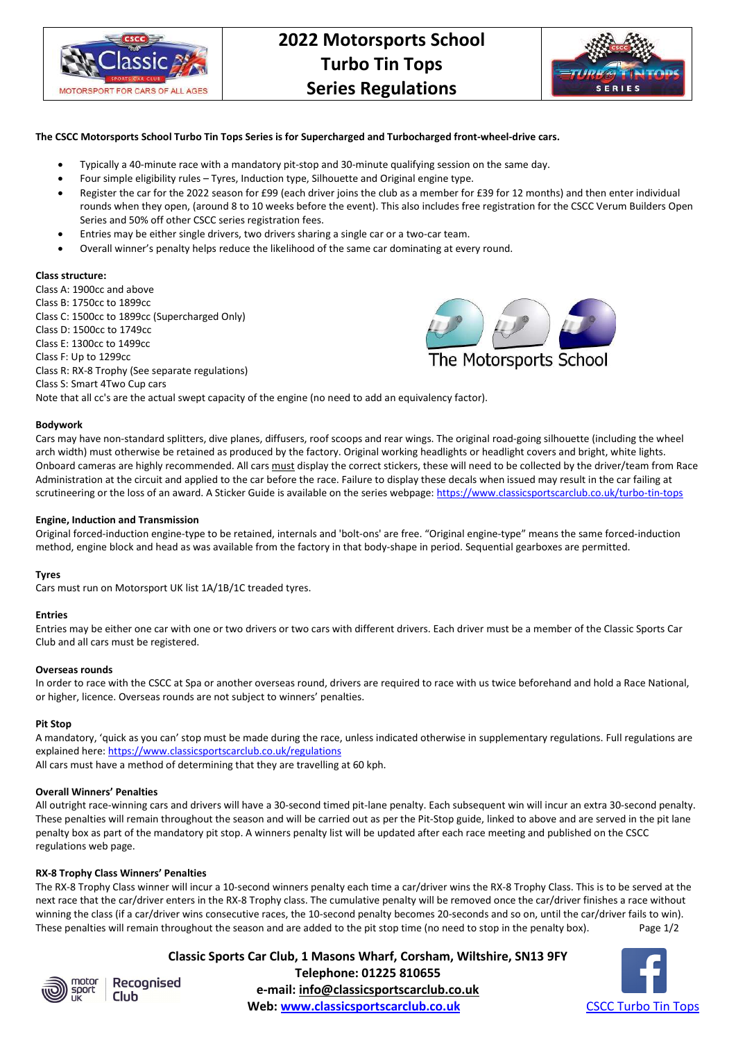# 2022 Motorsports School Turbo Tin Tops Series Regulations

**The CSCC Motorsports School Turbo Tin Tops Series is for Supercharged and Turbocharged front-wheel-drive cars.**

- Typically a 40-minute race with a mandatory pit-stop and 30-minute qualifying session on the same day.
- Four simple eligibility rules – Tyres, Induction type, Silhouette and Original engine type.
- Register the car for the 2022 season for £99 (each driver joins the club as a member for £39 for 12 months) and then enter individual rounds when they open, (around 8 to 10 weeks before the event). This also includes free registration for the CSCC Verum Builders Open Series and 50% off other CSCC series registration fees.
- Entries may be either single drivers, two drivers sharing a single car or a two-car team.
- Overall winner's penalty helps reduce the likelihood of the same car dominating at every round.

**Class structure:**
Class A: 1900cc and above
Class B: 1750cc to 1899cc
Class C: 1500cc to 1899cc (Supercharged Only)
Class D: 1500cc to 1749cc
Class E: 1300cc to 1499cc
Class F: Up to 1299cc
Class R: RX-8 Trophy (See separate regulations)
Class S: Smart 4Two Cup cars
Note that all cc's are the actual swept capacity of the engine (no need to add an equivalency factor).

**Bodywork**
Cars may have non-standard splitters, dive planes, diffusers, roof scoops and rear wings. The original road-going silhouette (including the wheel arch width) must otherwise be retained as produced by the factory. Original working headlights or headlight covers and bright, white lights. Onboard cameras are highly recommended. All cars must display the correct stickers, these will need to be collected by the driver/team from Race Administration at the circuit and applied to the car before the race. Failure to display these decals when issued may result in the car failing at scrutineering or the loss of an award. A Sticker Guide is available on the series webpage: https://www.classicsportscarclub.co.uk/turbo-tin-tops

**Engine, Induction and Transmission**
Original forced-induction engine-type to be retained, internals and 'bolt-ons' are free. "Original engine-type" means the same forced-induction method, engine block and head as was available from the factory in that body-shape in period. Sequential gearboxes are permitted.

**Tyres**
Cars must run on Motorsport UK list 1A/1B/1C treaded tyres.

**Entries**
Entries may be either one car with one or two drivers or two cars with different drivers. Each driver must be a member of the Classic Sports Car Club and all cars must be registered.

**Overseas rounds**
In order to race with the CSCC at Spa or another overseas round, drivers are required to race with us twice beforehand and hold a Race National, or higher, licence. Overseas rounds are not subject to winners' penalties.

**Pit Stop**
A mandatory, 'quick as you can' stop must be made during the race, unless indicated otherwise in supplementary regulations. Full regulations are explained here: https://www.classicsportscarclub.co.uk/regulations
All cars must have a method of determining that they are travelling at 60 kph.

**Overall Winners' Penalties**
All outright race-winning cars and drivers will have a 30-second timed pit-lane penalty. Each subsequent win will incur an extra 30-second penalty. These penalties will remain throughout the season and will be carried out as per the Pit-Stop guide, linked to above and are served in the pit lane penalty box as part of the mandatory pit stop. A winners penalty list will be updated after each race meeting and published on the CSCC regulations web page.

**RX-8 Trophy Class Winners' Penalties**
The RX-8 Trophy Class winner will incur a 10-second winners penalty each time a car/driver wins the RX-8 Trophy Class. This is to be served at the next race that the car/driver enters in the RX-8 Trophy class. The cumulative penalty will be removed once the car/driver finishes a race without winning the class (if a car/driver wins consecutive races, the 10-second penalty becomes 20-seconds and so on, until the car/driver fails to win). These penalties will remain throughout the season and are added to the pit stop time (no need to stop in the penalty box).

**Classic Sports Car Club, 1 Masons Wharf, Corsham, Wiltshire, SN13 9FY**
**Telephone: 01225 810655**
**e-mail: info@classicsportscarclub.co.uk**
**Web: www.classicsportscarclub.co.uk**

CSCC Turbo Tin Tops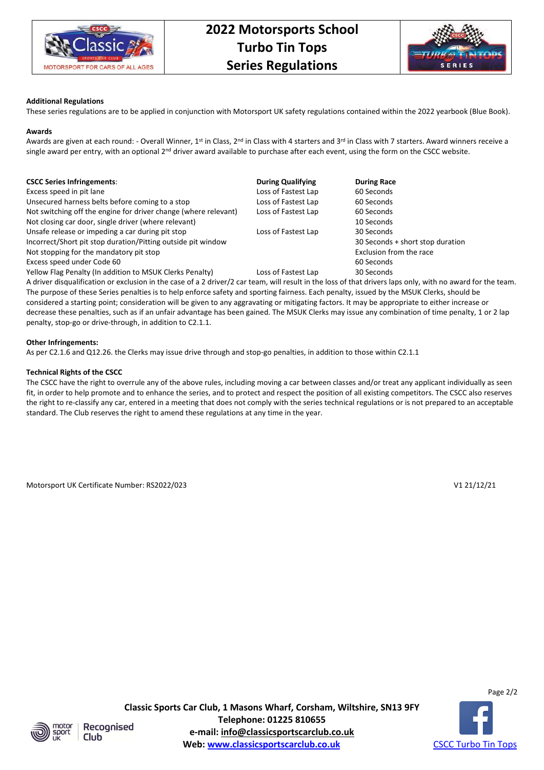# 2022 Motorsports School Turbo Tin Tops Series Regulations

**Additional Regulations**

These series regulations are to be applied in conjunction with Motorsport UK safety regulations contained within the 2022 yearbook (Blue Book).

**Awards**

Awards are given at each round: - Overall Winner, 1st in Class, 2nd in Class with 4 starters and 3rd in Class with 7 starters. Award winners receive a single award per entry, with an optional 2nd driver award available to purchase after each event, using the form on the CSCC website.

| **CSCC Series Infringements**: | **During Qualifying** | **During Race** |
|---|---|---|
| Excess speed in pit lane | Loss of Fastest Lap | 60 Seconds |
| Unsecured harness belts before coming to a stop | Loss of Fastest Lap | 60 Seconds |
| Not switching off the engine for driver change (where relevant) | Loss of Fastest Lap | 60 Seconds |
| Not closing car door, single driver (where relevant) | | 10 Seconds |
| Unsafe release or impeding a car during pit stop | Loss of Fastest Lap | 30 Seconds |
| Incorrect/Short pit stop duration/Pitting outside pit window | | 30 Seconds + short stop duration |
| Not stopping for the mandatory pit stop | | Exclusion from the race |
| Excess speed under Code 60 | | 60 Seconds |
| Yellow Flag Penalty (In addition to MSUK Clerks Penalty) | Loss of Fastest Lap | 30 Seconds |

A driver disqualification or exclusion in the case of a 2 driver/2 car team, will result in the loss of that drivers laps only, with no award for the team. The purpose of these Series penalties is to help enforce safety and sporting fairness. Each penalty, issued by the MSUK Clerks, should be considered a starting point; consideration will be given to any aggravating or mitigating factors. It may be appropriate to either increase or decrease these penalties, such as if an unfair advantage has been gained. The MSUK Clerks may issue any combination of time penalty, 1 or 2 lap penalty, stop-go or drive-through, in addition to C2.1.1.

**Other Infringements:**

As per C2.1.6 and Q12.26. the Clerks may issue drive through and stop-go penalties, in addition to those within C2.1.1

**Technical Rights of the CSCC**

The CSCC have the right to overrule any of the above rules, including moving a car between classes and/or treat any applicant individually as seen fit, in order to help promote and to enhance the series, and to protect and respect the position of all existing competitors. The CSCC also reserves the right to re-classify any car, entered in a meeting that does not comply with the series technical regulations or is not prepared to an acceptable standard. The Club reserves the right to amend these regulations at any time in the year.

Motorsport UK Certificate Number: RS2022/023

V1 21/12/21

**Classic Sports Car Club, 1 Masons Wharf, Corsham, Wiltshire, SN13 9FY**
**Telephone: 01225 810655**
**e-mail: info@classicsportscarclub.co.uk**
**Web: www.classicsportscarclub.co.uk**

CSCC Turbo Tin Tops